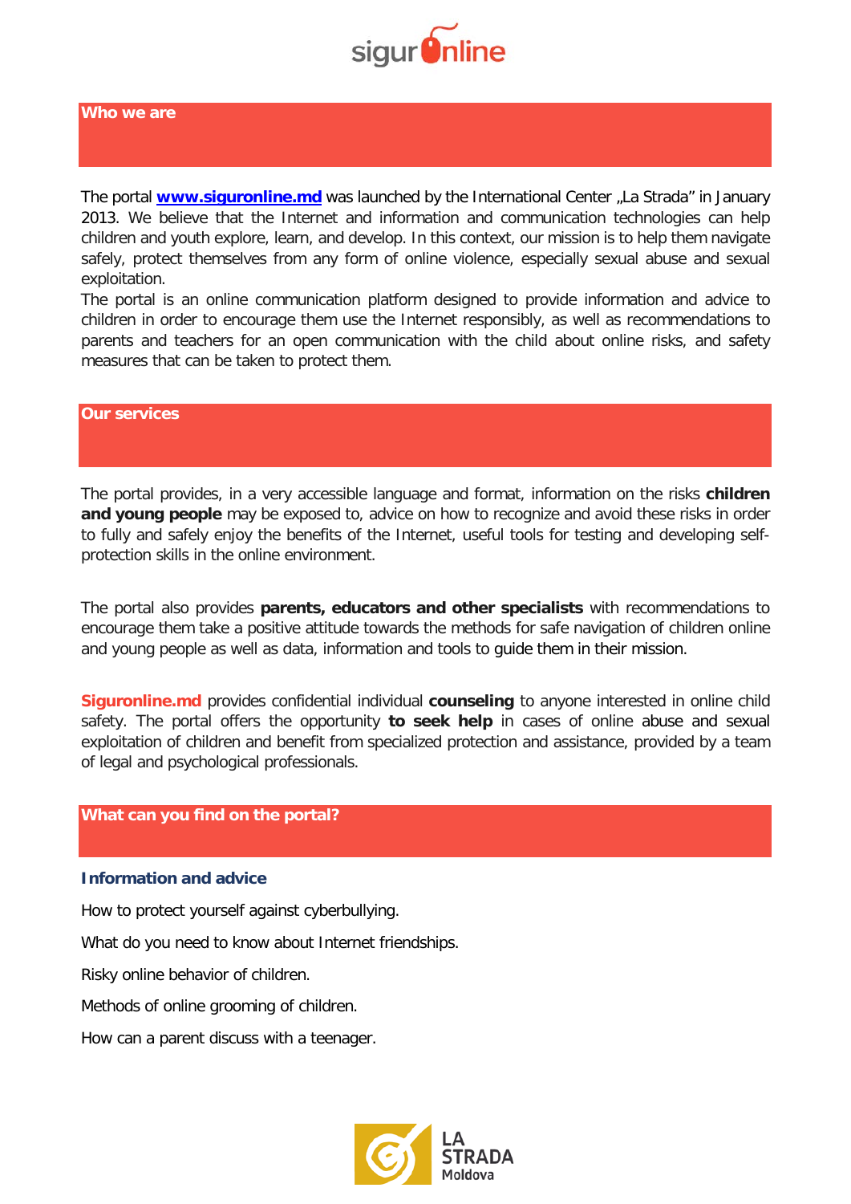## Who we are

The portal **www.siguronline.md** was launched by the International Center „La Strada" in January 2013. We believe that the Internet and information and communication technologies can help children and youth explore, learn, and develop. In this context, our mission is to help them navigate safely, protect themselves from any form of online violence, especially sexual abuse and sexual exploitation.

The portal is an online communication platform designed to provide information and advice to children in order to encourage them use the Internet responsibly, as well as recommendations to parents and teachers for an open communication with the child about online risks, and safety measures that can be taken to protect them.

## Our services

The portal provides, in a very accessible language and format, information on the risks **children and young people** may be exposed to, advice on how to recognize and avoid these risks in order to fully and safely enjoy the benefits of the Internet, useful tools for testing and developing self-protection skills in the online environment.

The portal also provides **parents, educators and other specialists** with recommendations to encourage them take a positive attitude towards the methods for safe navigation of children online and young people as well as data, information and tools to guide them in their mission.

**Siguronline.md** provides confidential individual **counseling** to anyone interested in online child safety. The portal offers the opportunity **to seek help** in cases of online abuse and sexual exploitation of children and benefit from specialized protection and assistance, provided by a team of legal and psychological professionals.

## What can you find on the portal?

### Information and advice

How to protect yourself against cyberbullying.

What do you need to know about Internet friendships.

Risky online behavior of children.

Methods of online grooming of children.

How can a parent discuss with a teenager.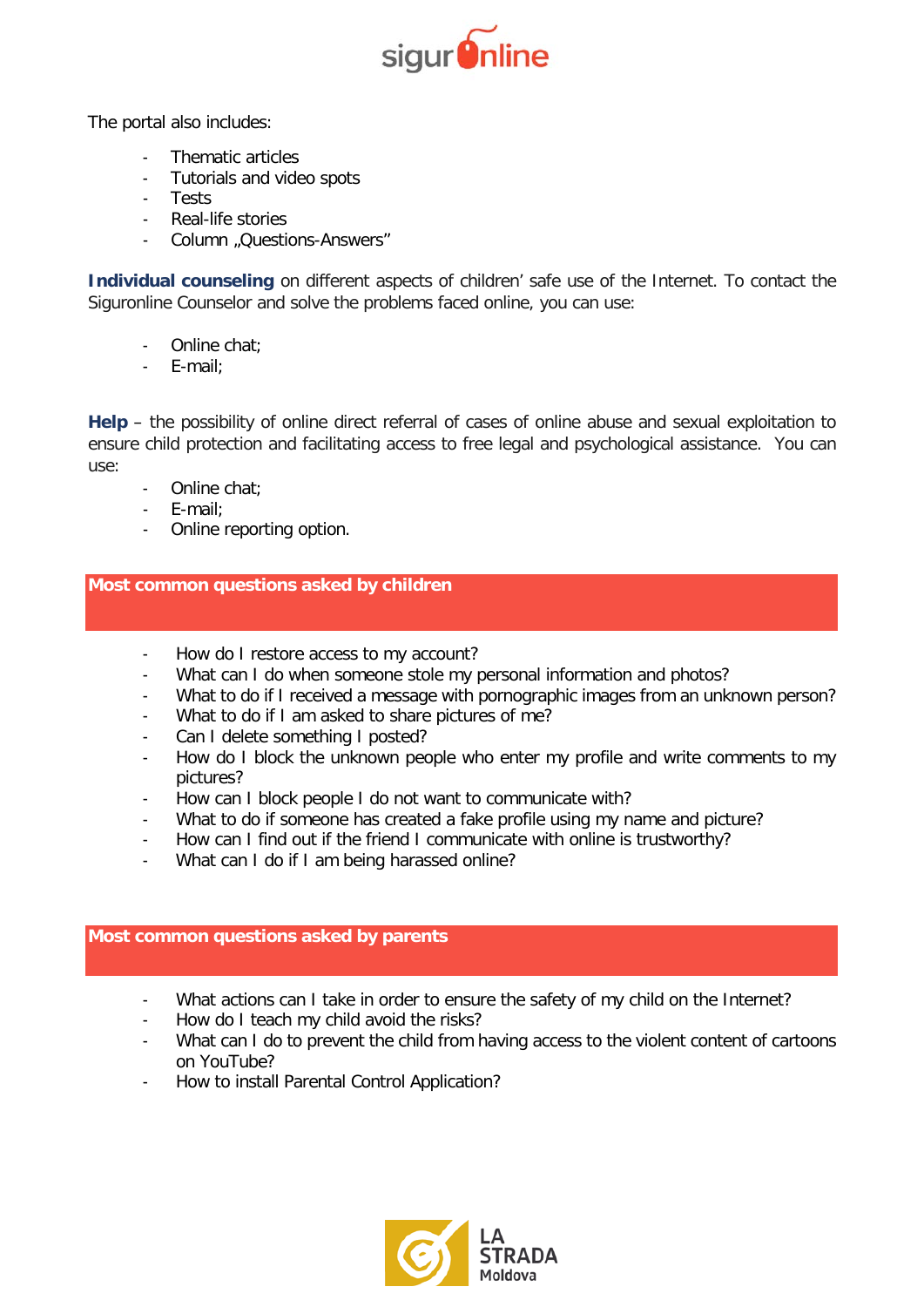The portal also includes:

- Thematic articles
- Tutorials and video spots
- Tests
- Real-life stories
- Column „Questions-Answers"

**Individual counseling** on different aspects of children' safe use of the Internet. To contact the Siguronline Counselor and solve the problems faced online, you can use:

- Online chat;
- E-mail;

**Help** – the possibility of online direct referral of cases of online abuse and sexual exploitation to ensure child protection and facilitating access to free legal and psychological assistance. You can use:

- Online chat;
- E-mail;
- Online reporting option.

## Most common questions asked by children

- How do I restore access to my account?
- What can I do when someone stole my personal information and photos?
- What to do if I received a message with pornographic images from an unknown person?
- What to do if I am asked to share pictures of me?
- Can I delete something I posted?
- How do I block the unknown people who enter my profile and write comments to my pictures?
- How can I block people I do not want to communicate with?
- What to do if someone has created a fake profile using my name and picture?
- How can I find out if the friend I communicate with online is trustworthy?
- What can I do if I am being harassed online?

## Most common questions asked by parents

- What actions can I take in order to ensure the safety of my child on the Internet?
- How do I teach my child avoid the risks?
- What can I do to prevent the child from having access to the violent content of cartoons on YouTube?
- How to install Parental Control Application?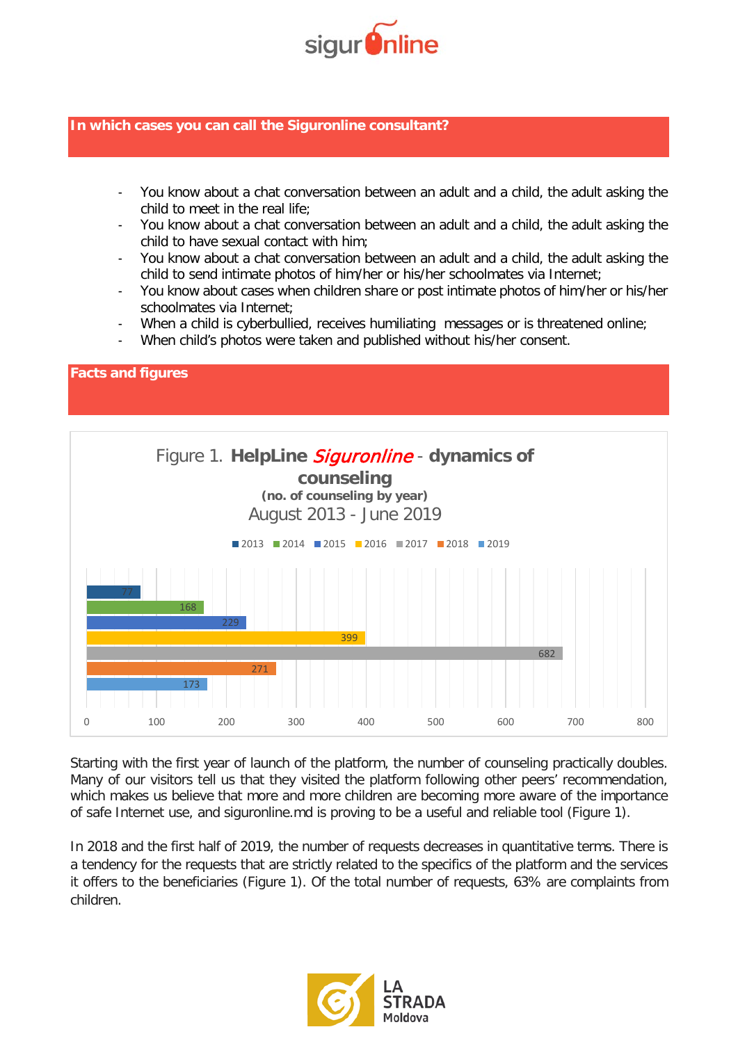## In which cases you can call the Siguronline consultant?

- You know about a chat conversation between an adult and a child, the adult asking the child to meet in the real life;
- You know about a chat conversation between an adult and a child, the adult asking the child to have sexual contact with him;
- You know about a chat conversation between an adult and a child, the adult asking the child to send intimate photos of him/her or his/her schoolmates via Internet;
- You know about cases when children share or post intimate photos of him/her or his/her schoolmates via Internet;
- When a child is cyberbullied, receives humiliating messages or is threatened online;
- When child's photos were taken and published without his/her consent.

## Facts and figures

Figure 1. **HelpLine *Siguronline* - dynamics of counseling**
**(no. of counseling by year)**
August 2013 - June 2019

| Year | No. of counseling |
|---|---|
| 2013 | 77 |
| 2014 | 168 |
| 2015 | 229 |
| 2016 | 399 |
| 2017 | 682 |
| 2018 | 271 |
| 2019 | 173 |

Starting with the first year of launch of the platform, the number of counseling practically doubles. Many of our visitors tell us that they visited the platform following other peers' recommendation, which makes us believe that more and more children are becoming more aware of the importance of safe Internet use, and siguronline.md is proving to be a useful and reliable tool (Figure 1).

In 2018 and the first half of 2019, the number of requests decreases in quantitative terms. There is a tendency for the requests that are strictly related to the specifics of the platform and the services it offers to the beneficiaries (Figure 1). Of the total number of requests, 63% are complaints from children.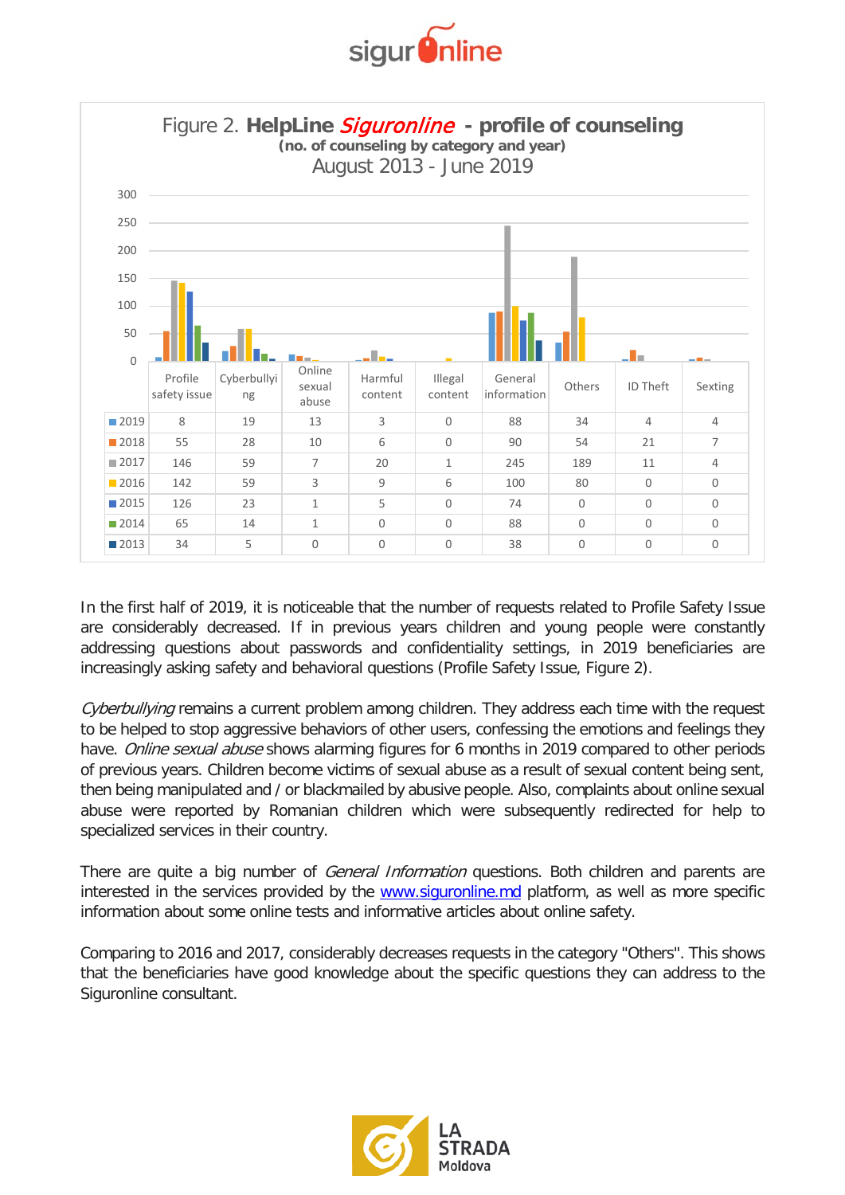Figure 2. **HelpLine *Siguronline* - profile of counseling**
**(no. of counseling by category and year)**
August 2013 - June 2019

| | Profile safety issue | Cyberbullying | Online sexual abuse | Harmful content | Illegal content | General information | Others | ID Theft | Sexting |
|---|---|---|---|---|---|---|---|---|---|
| 2019 | 8 | 19 | 13 | 3 | 0 | 88 | 34 | 4 | 4 |
| 2018 | 55 | 28 | 10 | 6 | 0 | 90 | 54 | 21 | 7 |
| 2017 | 146 | 59 | 7 | 20 | 1 | 245 | 189 | 11 | 4 |
| 2016 | 142 | 59 | 3 | 9 | 6 | 100 | 80 | 0 | 0 |
| 2015 | 126 | 23 | 1 | 5 | 0 | 74 | 0 | 0 | 0 |
| 2014 | 65 | 14 | 1 | 0 | 0 | 88 | 0 | 0 | 0 |
| 2013 | 34 | 5 | 0 | 0 | 0 | 38 | 0 | 0 | 0 |

In the first half of 2019, it is noticeable that the number of requests related to Profile Safety Issue are considerably decreased. If in previous years children and young people were constantly addressing questions about passwords and confidentiality settings, in 2019 beneficiaries are increasingly asking safety and behavioral questions (Profile Safety Issue, Figure 2).

*Cyberbullying* remains a current problem among children. They address each time with the request to be helped to stop aggressive behaviors of other users, confessing the emotions and feelings they have. *Online sexual abuse* shows alarming figures for 6 months in 2019 compared to other periods of previous years. Children become victims of sexual abuse as a result of sexual content being sent, then being manipulated and / or blackmailed by abusive people. Also, complaints about online sexual abuse were reported by Romanian children which were subsequently redirected for help to specialized services in their country.

There are quite a big number of *General Information* questions. Both children and parents are interested in the services provided by the www.siguronline.md platform, as well as more specific information about some online tests and informative articles about online safety.

Comparing to 2016 and 2017, considerably decreases requests in the category "Others". This shows that the beneficiaries have good knowledge about the specific questions they can address to the Siguronline consultant.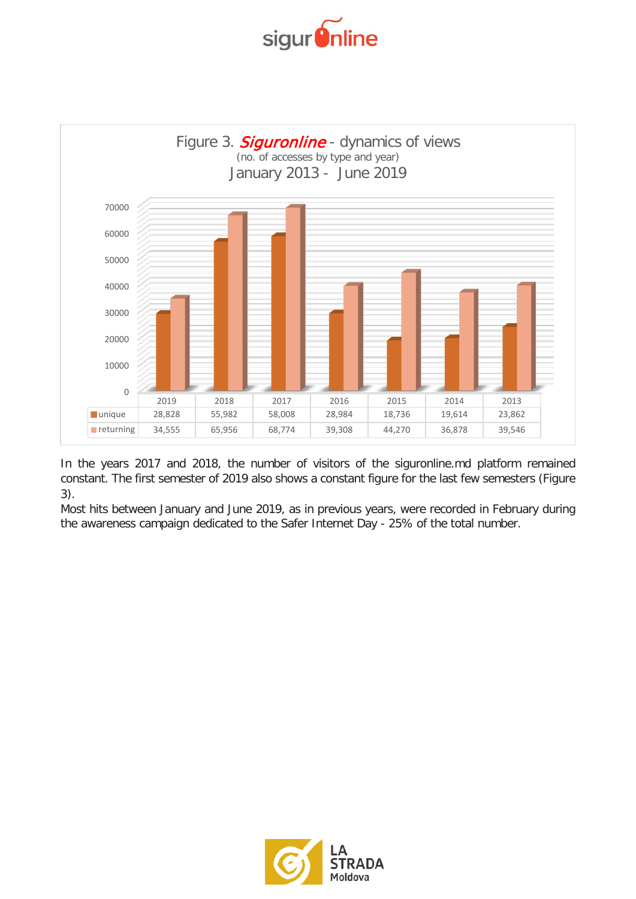Figure 3. *Siguronline* - dynamics of views
(no. of accesses by type and year)
January 2013 - June 2019

70000
60000
50000
40000
30000
20000
10000
0

2019 2018 2017 2016 2015 2014 2013

unique 28,828 55,982 58,008 28,984 18,736 19,614 23,862

returning 34,555 65,956 68,774 39,308 44,270 36,878 39,546

In the years 2017 and 2018, the number of visitors of the siguronline.md platform remained constant. The first semester of 2019 also shows a constant figure for the last few semesters (Figure 3).

Most hits between January and June 2019, as in previous years, were recorded in February during the awareness campaign dedicated to the Safer Internet Day - 25% of the total number.